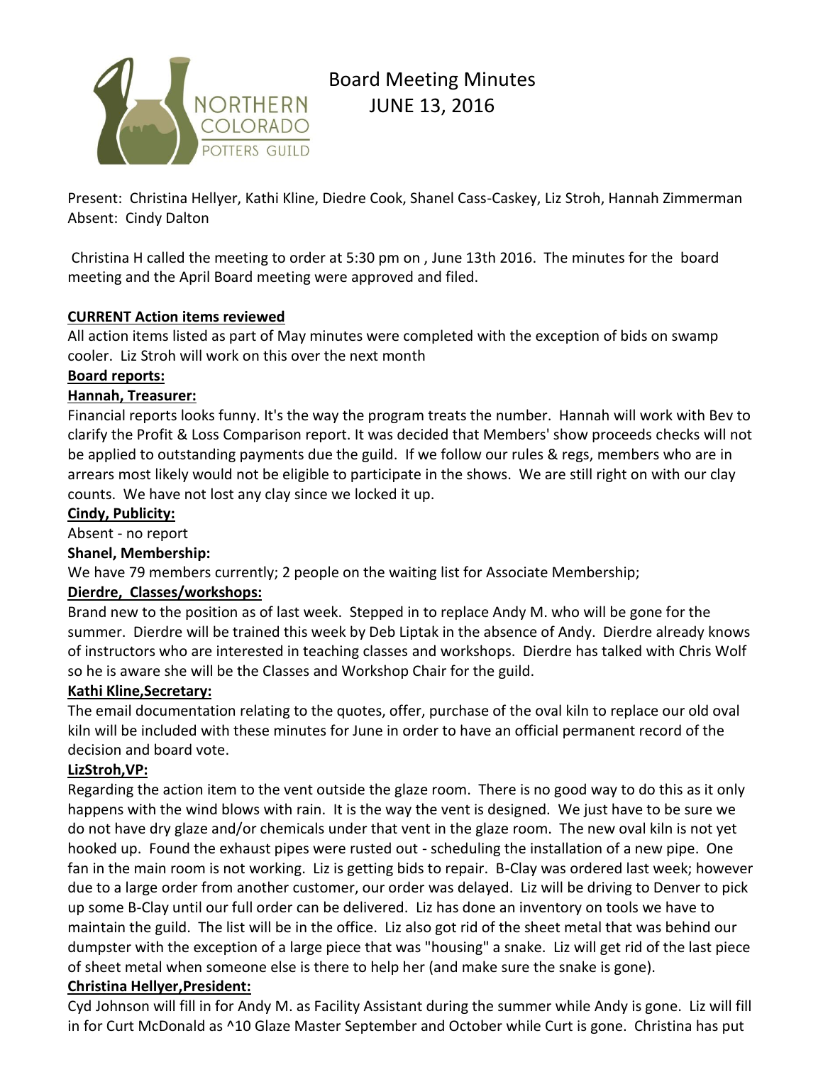# Board Meeting Minutes
## JUNE 13, 2016

Present: Christina Hellyer, Kathi Kline, Diedre Cook, Shanel Cass-Caskey, Liz Stroh, Hannah Zimmerman
Absent: Cindy Dalton

Christina H called the meeting to order at 5:30 pm on , June 13th 2016. The minutes for the board meeting and the April Board meeting were approved and filed.

**CURRENT Action items reviewed**

All action items listed as part of May minutes were completed with the exception of bids on swamp cooler. Liz Stroh will work on this over the next month

**Board reports:**

**Hannah, Treasurer:**

Financial reports looks funny. It's the way the program treats the number. Hannah will work with Bev to clarify the Profit & Loss Comparison report. It was decided that Members' show proceeds checks will not be applied to outstanding payments due the guild. If we follow our rules & regs, members who are in arrears most likely would not be eligible to participate in the shows. We are still right on with our clay counts. We have not lost any clay since we locked it up.

**Cindy, Publicity:**

Absent - no report

**Shanel, Membership:**

We have 79 members currently; 2 people on the waiting list for Associate Membership;

**Dierdre, Classes/workshops:**

Brand new to the position as of last week. Stepped in to replace Andy M. who will be gone for the summer. Dierdre will be trained this week by Deb Liptak in the absence of Andy. Dierdre already knows of instructors who are interested in teaching classes and workshops. Dierdre has talked with Chris Wolf so he is aware she will be the Classes and Workshop Chair for the guild.

**Kathi Kline,Secretary:**

The email documentation relating to the quotes, offer, purchase of the oval kiln to replace our old oval kiln will be included with these minutes for June in order to have an official permanent record of the decision and board vote.

**LizStroh,VP:**

Regarding the action item to the vent outside the glaze room. There is no good way to do this as it only happens with the wind blows with rain. It is the way the vent is designed. We just have to be sure we do not have dry glaze and/or chemicals under that vent in the glaze room. The new oval kiln is not yet hooked up. Found the exhaust pipes were rusted out - scheduling the installation of a new pipe. One fan in the main room is not working. Liz is getting bids to repair. B-Clay was ordered last week; however due to a large order from another customer, our order was delayed. Liz will be driving to Denver to pick up some B-Clay until our full order can be delivered. Liz has done an inventory on tools we have to maintain the guild. The list will be in the office. Liz also got rid of the sheet metal that was behind our dumpster with the exception of a large piece that was "housing" a snake. Liz will get rid of the last piece of sheet metal when someone else is there to help her (and make sure the snake is gone).

**Christina Hellyer,President:**

Cyd Johnson will fill in for Andy M. as Facility Assistant during the summer while Andy is gone. Liz will fill in for Curt McDonald as ^10 Glaze Master September and October while Curt is gone. Christina has put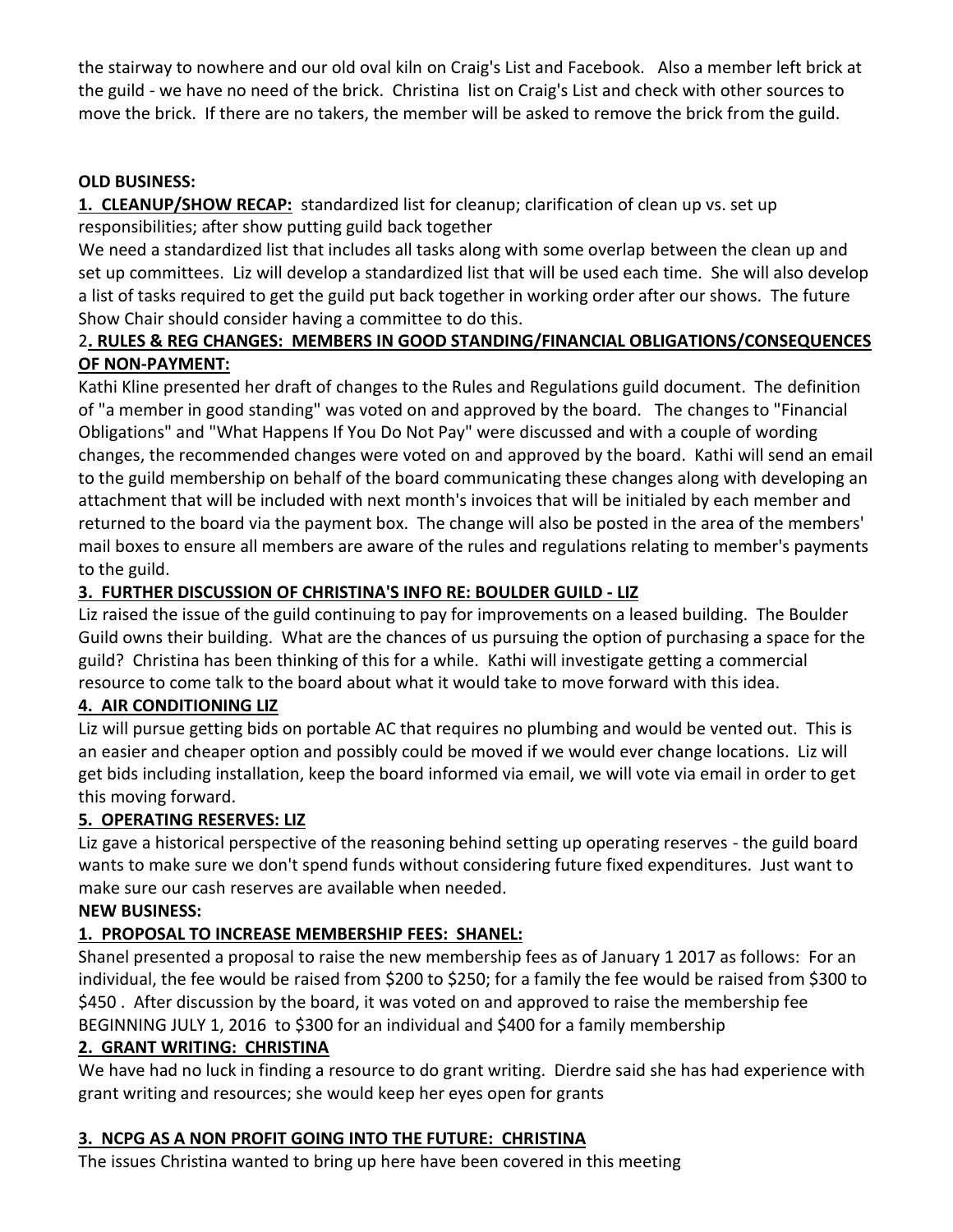the stairway to nowhere and our old oval kiln on Craig's List and Facebook. Also a member left brick at the guild - we have no need of the brick. Christina list on Craig's List and check with other sources to move the brick. If there are no takers, the member will be asked to remove the brick from the guild.

**OLD BUSINESS:**

**1. CLEANUP/SHOW RECAP:** standardized list for cleanup; clarification of clean up vs. set up responsibilities; after show putting guild back together

We need a standardized list that includes all tasks along with some overlap between the clean up and set up committees. Liz will develop a standardized list that will be used each time. She will also develop a list of tasks required to get the guild put back together in working order after our shows. The future Show Chair should consider having a committee to do this.

**2. RULES & REG CHANGES: MEMBERS IN GOOD STANDING/FINANCIAL OBLIGATIONS/CONSEQUENCES OF NON-PAYMENT:**

Kathi Kline presented her draft of changes to the Rules and Regulations guild document. The definition of "a member in good standing" was voted on and approved by the board. The changes to "Financial Obligations" and "What Happens If You Do Not Pay" were discussed and with a couple of wording changes, the recommended changes were voted on and approved by the board. Kathi will send an email to the guild membership on behalf of the board communicating these changes along with developing an attachment that will be included with next month's invoices that will be initialed by each member and returned to the board via the payment box. The change will also be posted in the area of the members' mail boxes to ensure all members are aware of the rules and regulations relating to member's payments to the guild.

**3. FURTHER DISCUSSION OF CHRISTINA'S INFO RE: BOULDER GUILD - LIZ**

Liz raised the issue of the guild continuing to pay for improvements on a leased building. The Boulder Guild owns their building. What are the chances of us pursuing the option of purchasing a space for the guild? Christina has been thinking of this for a while. Kathi will investigate getting a commercial resource to come talk to the board about what it would take to move forward with this idea.

**4. AIR CONDITIONING LIZ**

Liz will pursue getting bids on portable AC that requires no plumbing and would be vented out. This is an easier and cheaper option and possibly could be moved if we would ever change locations. Liz will get bids including installation, keep the board informed via email, we will vote via email in order to get this moving forward.

**5. OPERATING RESERVES: LIZ**

Liz gave a historical perspective of the reasoning behind setting up operating reserves - the guild board wants to make sure we don't spend funds without considering future fixed expenditures. Just want to make sure our cash reserves are available when needed.

**NEW BUSINESS:**

**1. PROPOSAL TO INCREASE MEMBERSHIP FEES: SHANEL:**

Shanel presented a proposal to raise the new membership fees as of January 1 2017 as follows: For an individual, the fee would be raised from $200 to $250; for a family the fee would be raised from $300 to $450 . After discussion by the board, it was voted on and approved to raise the membership fee BEGINNING JULY 1, 2016 to $300 for an individual and $400 for a family membership

**2. GRANT WRITING: CHRISTINA**

We have had no luck in finding a resource to do grant writing. Dierdre said she has had experience with grant writing and resources; she would keep her eyes open for grants

**3. NCPG AS A NON PROFIT GOING INTO THE FUTURE: CHRISTINA**

The issues Christina wanted to bring up here have been covered in this meeting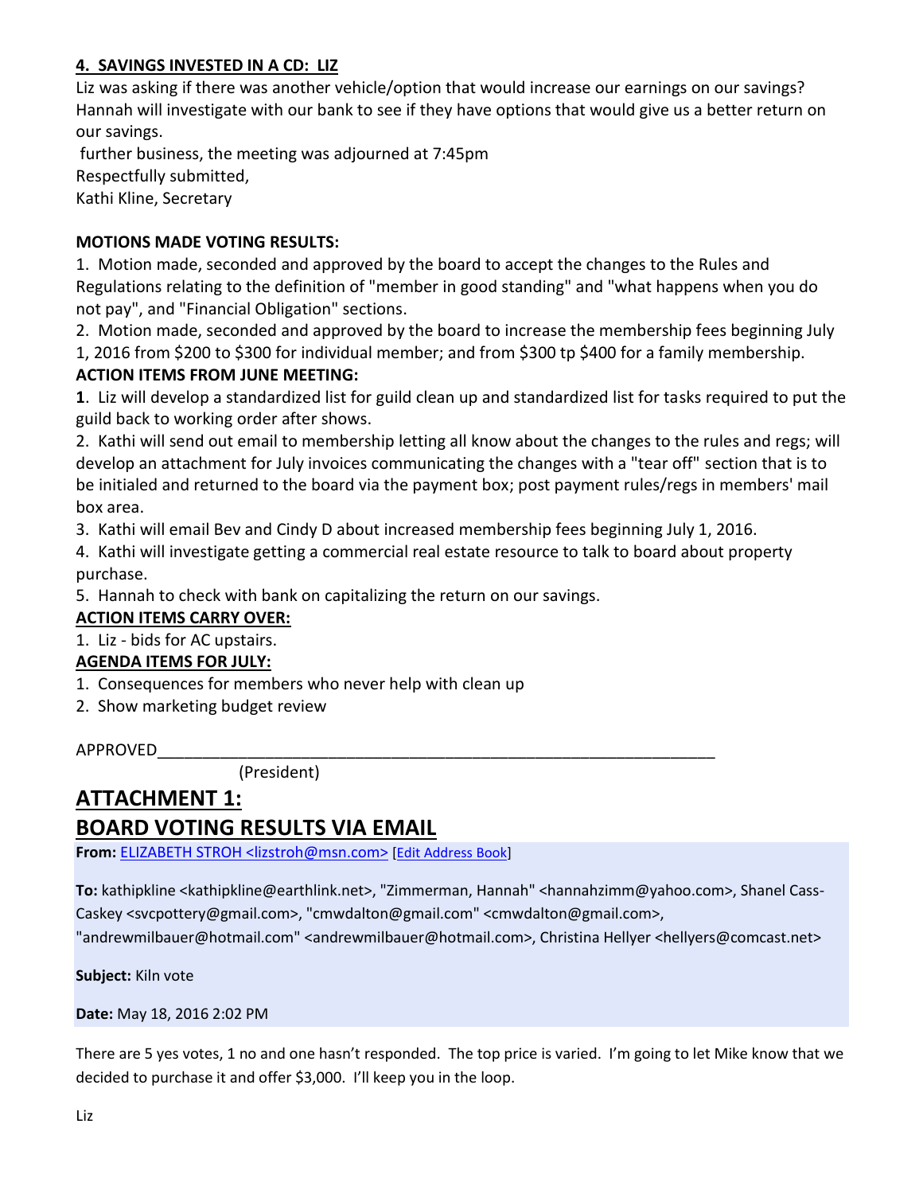**4. SAVINGS INVESTED IN A CD: LIZ**

Liz was asking if there was another vehicle/option that would increase our earnings on our savings? Hannah will investigate with our bank to see if they have options that would give us a better return on our savings.

further business, the meeting was adjourned at 7:45pm

Respectfully submitted,

Kathi Kline, Secretary

**MOTIONS MADE VOTING RESULTS:**

1. Motion made, seconded and approved by the board to accept the changes to the Rules and Regulations relating to the definition of "member in good standing" and "what happens when you do not pay", and "Financial Obligation" sections.
2. Motion made, seconded and approved by the board to increase the membership fees beginning July 1, 2016 from $200 to $300 for individual member; and from $300 tp $400 for a family membership.

**ACTION ITEMS FROM JUNE MEETING:**

**1**. Liz will develop a standardized list for guild clean up and standardized list for tasks required to put the guild back to working order after shows.

2. Kathi will send out email to membership letting all know about the changes to the rules and regs; will develop an attachment for July invoices communicating the changes with a "tear off" section that is to be initialed and returned to the board via the payment box; post payment rules/regs in members' mail box area.

3. Kathi will email Bev and Cindy D about increased membership fees beginning July 1, 2016.

4. Kathi will investigate getting a commercial real estate resource to talk to board about property purchase.

5. Hannah to check with bank on capitalizing the return on our savings.

**ACTION ITEMS CARRY OVER:**

1. Liz - bids for AC upstairs.

**AGENDA ITEMS FOR JULY:**

1. Consequences for members who never help with clean up
2. Show marketing budget review

APPROVED_______________________________________________________________

(President)

# ATTACHMENT 1:

# BOARD VOTING RESULTS VIA EMAIL

**From:** ELIZABETH STROH <lizstroh@msn.com> [Edit Address Book]

**To:** kathipkline <kathipkline@earthlink.net>, "Zimmerman, Hannah" <hannahzimm@yahoo.com>, Shanel Cass-Caskey <svcpottery@gmail.com>, "cmwdalton@gmail.com" <cmwdalton@gmail.com>, "andrewmilbauer@hotmail.com" <andrewmilbauer@hotmail.com>, Christina Hellyer <hellyers@comcast.net>

**Subject:** Kiln vote

**Date:** May 18, 2016 2:02 PM

There are 5 yes votes, 1 no and one hasn't responded. The top price is varied. I'm going to let Mike know that we decided to purchase it and offer $3,000. I'll keep you in the loop.

Liz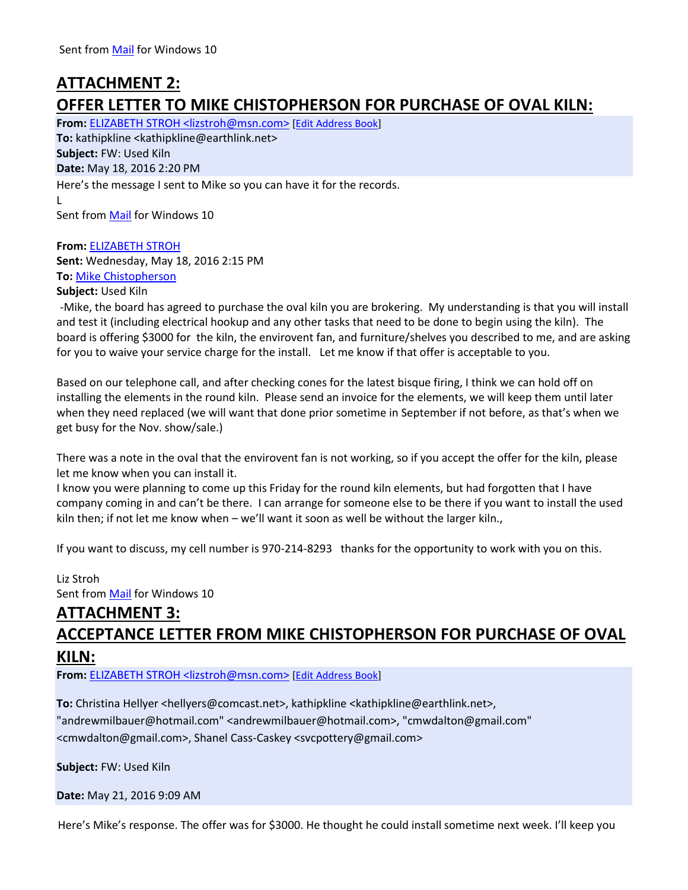Sent from Mail for Windows 10

## ATTACHMENT 2:
## OFFER LETTER TO MIKE CHISTOPHERSON FOR PURCHASE OF OVAL KILN:

**From:** ELIZABETH STROH <lizstroh@msn.com> [Edit Address Book]
**To:** kathipkline <kathipkline@earthlink.net>
**Subject:** FW: Used Kiln
**Date:** May 18, 2016 2:20 PM

Here's the message I sent to Mike so you can have it for the records.
L
Sent from Mail for Windows 10

**From:** ELIZABETH STROH
**Sent:** Wednesday, May 18, 2016 2:15 PM
**To:** Mike Chistopherson
**Subject:** Used Kiln

-Mike, the board has agreed to purchase the oval kiln you are brokering. My understanding is that you will install and test it (including electrical hookup and any other tasks that need to be done to begin using the kiln). The board is offering $3000 for the kiln, the envirovent fan, and furniture/shelves you described to me, and are asking for you to waive your service charge for the install. Let me know if that offer is acceptable to you.

Based on our telephone call, and after checking cones for the latest bisque firing, I think we can hold off on installing the elements in the round kiln. Please send an invoice for the elements, we will keep them until later when they need replaced (we will want that done prior sometime in September if not before, as that's when we get busy for the Nov. show/sale.)

There was a note in the oval that the envirovent fan is not working, so if you accept the offer for the kiln, please let me know when you can install it.
I know you were planning to come up this Friday for the round kiln elements, but had forgotten that I have company coming in and can't be there. I can arrange for someone else to be there if you want to install the used kiln then; if not let me know when – we'll want it soon as well be without the larger kiln.,

If you want to discuss, my cell number is 970-214-8293 thanks for the opportunity to work with you on this.

Liz Stroh
Sent from Mail for Windows 10

## ATTACHMENT 3:
## ACCEPTANCE LETTER FROM MIKE CHISTOPHERSON FOR PURCHASE OF OVAL KILN:

**From:** ELIZABETH STROH <lizstroh@msn.com> [Edit Address Book]

**To:** Christina Hellyer <hellyers@comcast.net>, kathipkline <kathipkline@earthlink.net>, "andrewmilbauer@hotmail.com" <andrewmilbauer@hotmail.com>, "cmwdalton@gmail.com" <cmwdalton@gmail.com>, Shanel Cass-Caskey <svcpottery@gmail.com>

**Subject:** FW: Used Kiln

**Date:** May 21, 2016 9:09 AM

Here's Mike's response. The offer was for $3000. He thought he could install sometime next week. I'll keep you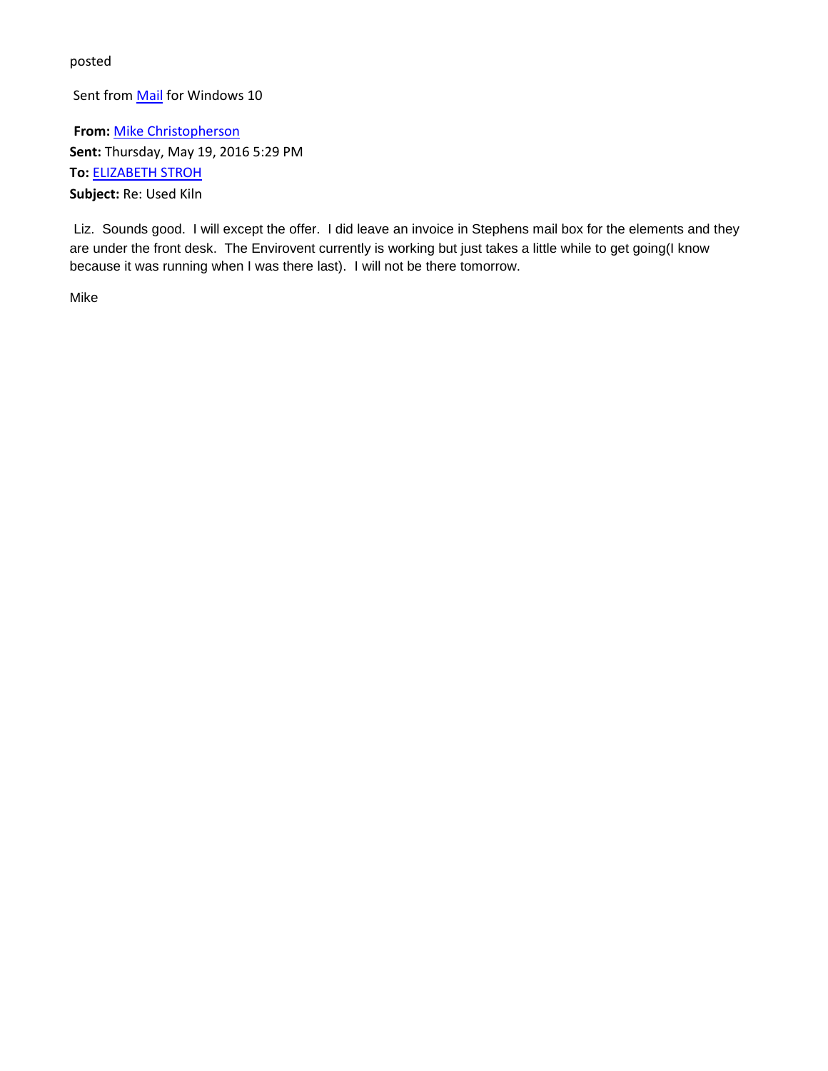posted

Sent from Mail for Windows 10

**From:** Mike Christopherson
**Sent:** Thursday, May 19, 2016 5:29 PM
**To:** ELIZABETH STROH
**Subject:** Re: Used Kiln

Liz. Sounds good. I will except the offer. I did leave an invoice in Stephens mail box for the elements and they are under the front desk. The Envirovent currently is working but just takes a little while to get going(I know because it was running when I was there last). I will not be there tomorrow.

Mike